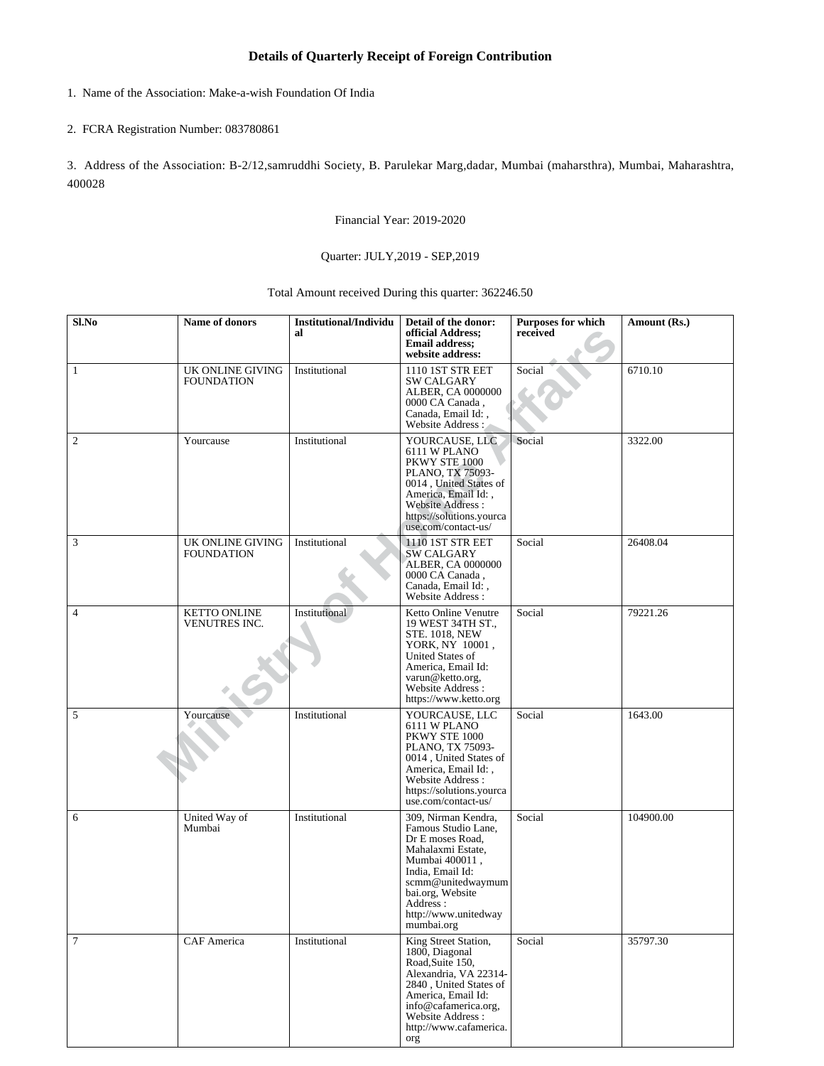## Details of Quarterly Receipt of Foreign Contribution

1. Name of the Association: Make-a-wish Foundation Of India

2. FCRA Registration Number: 083780861

3. Address of the Association: B-2/12,samruddhi Society, B. Parulekar Marg,dadar, Mumbai (maharsthra), Mumbai, Maharashtra, 400028

Financial Year: 2019-2020

Quarter: JULY,2019 - SEP,2019

Total Amount received During this quarter: 362246.50

| Sl.No | Name of donors | Institutional/Individual | Detail of the donor: official Address; Email address; website address: | Purposes for which received | Amount (Rs.) |
|---|---|---|---|---|---|
| 1 | UK ONLINE GIVING FOUNDATION | Institutional | 1110 1ST STR EET SW CALGARY ALBER, CA 0000000 0000 CA Canada , Canada, Email Id: , Website Address : | Social | 6710.10 |
| 2 | Yourcause | Institutional | YOURCAUSE, LLC 6111 W PLANO PKWY STE 1000 PLANO, TX 75093-0014 , United States of America, Email Id: , Website Address : https://solutions.yourcause.com/contact-us/ | Social | 3322.00 |
| 3 | UK ONLINE GIVING FOUNDATION | Institutional | 1110 1ST STR EET SW CALGARY ALBER, CA 0000000 0000 CA Canada , Canada, Email Id: , Website Address : | Social | 26408.04 |
| 4 | KETTO ONLINE VENUTRES INC. | Institutional | Ketto Online Venutre 19 WEST 34TH ST., STE. 1018, NEW YORK, NY 10001 , United States of America, Email Id: varun@ketto.org, Website Address : https://www.ketto.org | Social | 79221.26 |
| 5 | Yourcause | Institutional | YOURCAUSE, LLC 6111 W PLANO PKWY STE 1000 PLANO, TX 75093-0014 , United States of America, Email Id: , Website Address : https://solutions.yourcause.com/contact-us/ | Social | 1643.00 |
| 6 | United Way of Mumbai | Institutional | 309, Nirman Kendra, Famous Studio Lane, Dr E moses Road, Mahalaxmi Estate, Mumbai 400011 , India, Email Id: scmm@unitedwaymumbai.org, Website Address : http://www.unitedwaymumbai.org | Social | 104900.00 |
| 7 | CAF America | Institutional | King Street Station, 1800, Diagonal Road,Suite 150, Alexandria, VA 22314-2840 , United States of America, Email Id: info@cafamerica.org, Website Address : http://www.cafamerica.org | Social | 35797.30 |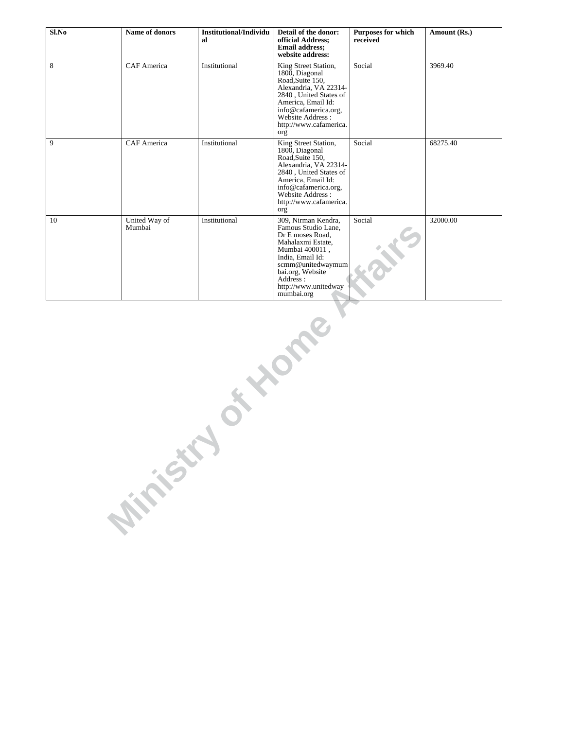| Sl.No | Name of donors | Institutional/Individual | Detail of the donor: official Address; Email address; website address: | Purposes for which received | Amount (Rs.) |
| --- | --- | --- | --- | --- | --- |
| 8 | CAF America | Institutional | King Street Station, 1800, Diagonal Road,Suite 150, Alexandria, VA 22314-2840 , United States of America, Email Id: info@cafamerica.org, Website Address : http://www.cafamerica.org | Social | 3969.40 |
| 9 | CAF America | Institutional | King Street Station, 1800, Diagonal Road,Suite 150, Alexandria, VA 22314-2840 , United States of America, Email Id: info@cafamerica.org, Website Address : http://www.cafamerica.org | Social | 68275.40 |
| 10 | United Way of Mumbai | Institutional | 309, Nirman Kendra, Famous Studio Lane, Dr E moses Road, Mahalaxmi Estate, Mumbai 400011 , India, Email Id: scmm@unitedwaymumbai.org, Website Address : http://www.unitedwaymumbai.org | Social | 32000.00 |